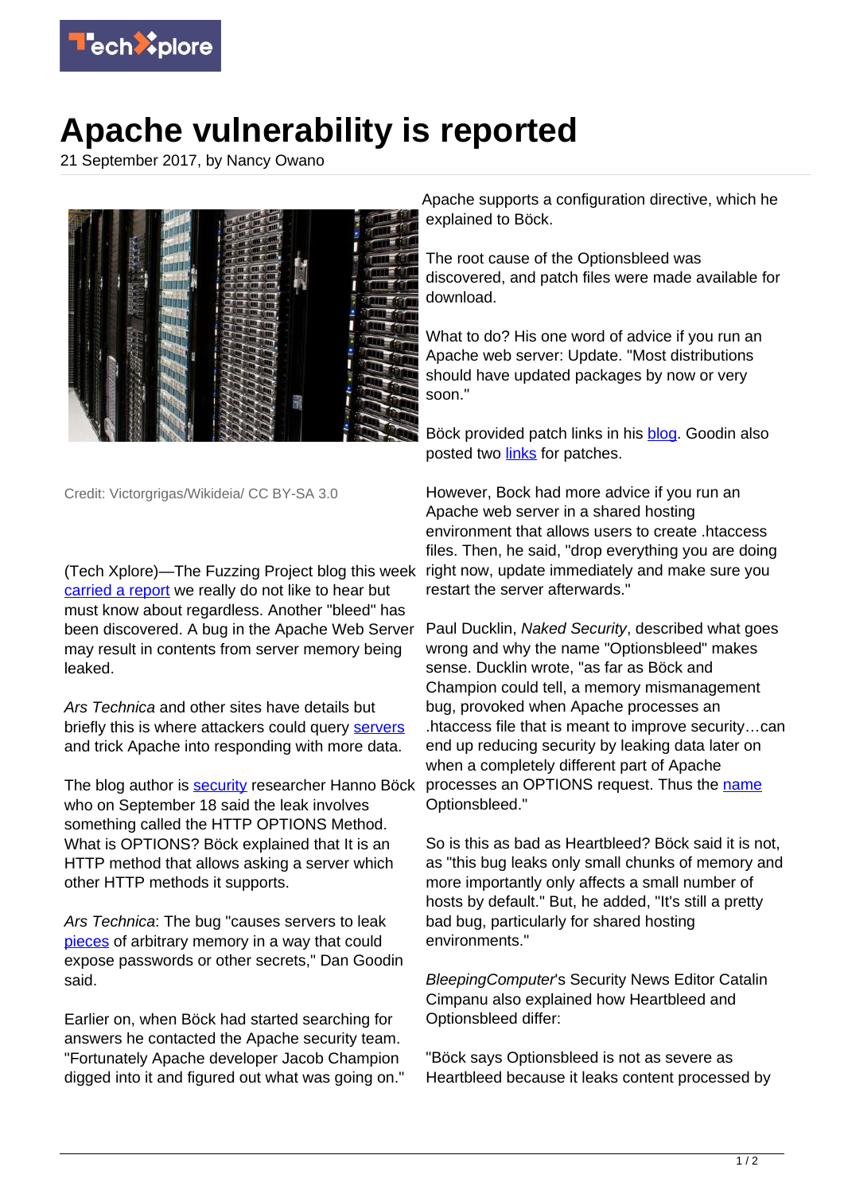# Apache vulnerability is reported

21 September 2017, by Nancy Owano

Credit: Victorgrigas/Wikideia/ CC BY-SA 3.0

(Tech Xplore)—The Fuzzing Project blog this week carried a report we really do not like to hear but must know about regardless. Another "bleed" has been discovered. A bug in the Apache Web Server may result in contents from server memory being leaked.

*Ars Technica* and other sites have details but briefly this is where attackers could query servers and trick Apache into responding with more data.

The blog author is security researcher Hanno Böck who on September 18 said the leak involves something called the HTTP OPTIONS Method. What is OPTIONS? Böck explained that It is an HTTP method that allows asking a server which other HTTP methods it supports.

*Ars Technica*: The bug "causes servers to leak pieces of arbitrary memory in a way that could expose passwords or other secrets," Dan Goodin said.

Earlier on, when Böck had started searching for answers he contacted the Apache security team. "Fortunately Apache developer Jacob Champion digged into it and figured out what was going on." Apache supports a configuration directive, which he explained to Böck.

The root cause of the Optionsbleed was discovered, and patch files were made available for download.

What to do? His one word of advice if you run an Apache web server: Update. "Most distributions should have updated packages by now or very soon."

Böck provided patch links in his blog. Goodin also posted two links for patches.

However, Bock had more advice if you run an Apache web server in a shared hosting environment that allows users to create .htaccess files. Then, he said, "drop everything you are doing right now, update immediately and make sure you restart the server afterwards."

Paul Ducklin, *Naked Security*, described what goes wrong and why the name "Optionsbleed" makes sense. Ducklin wrote, "as far as Böck and Champion could tell, a memory mismanagement bug, provoked when Apache processes an .htaccess file that is meant to improve security…can end up reducing security by leaking data later on when a completely different part of Apache processes an OPTIONS request. Thus the name Optionsbleed."

So is this as bad as Heartbleed? Böck said it is not, as "this bug leaks only small chunks of memory and more importantly only affects a small number of hosts by default." But, he added, "It's still a pretty bad bug, particularly for shared hosting environments."

*BleepingComputer*'s Security News Editor Catalin Cimpanu also explained how Heartbleed and Optionsbleed differ:

"Böck says Optionsbleed is not as severe as Heartbleed because it leaks content processed by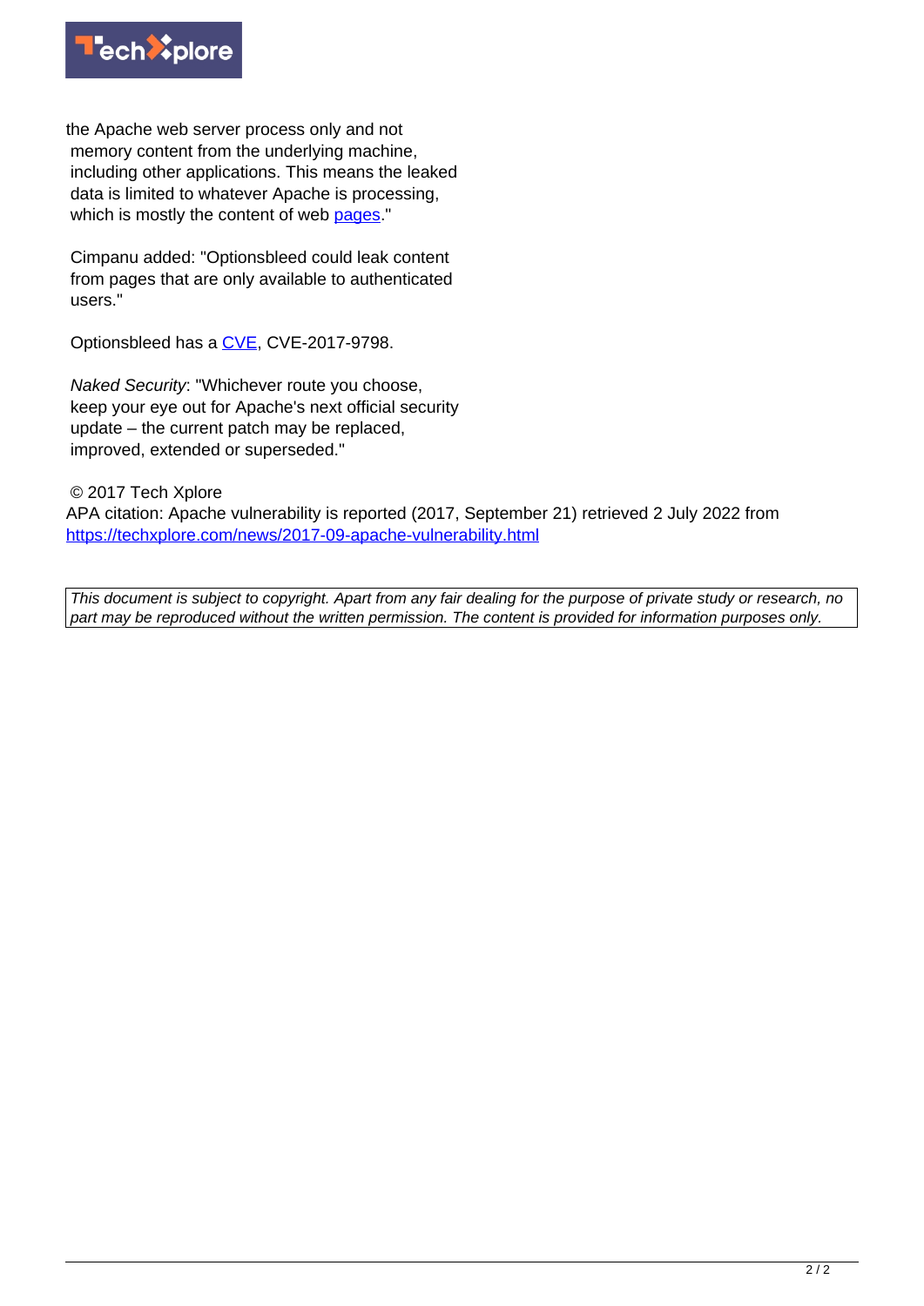the Apache web server process only and not memory content from the underlying machine, including other applications. This means the leaked data is limited to whatever Apache is processing, which is mostly the content of web pages."

Cimpanu added: "Optionsbleed could leak content from pages that are only available to authenticated users."

Optionsbleed has a CVE, CVE-2017-9798.

*Naked Security*: "Whichever route you choose, keep your eye out for Apache's next official security update – the current patch may be replaced, improved, extended or superseded."

© 2017 Tech Xplore

APA citation: Apache vulnerability is reported (2017, September 21) retrieved 2 July 2022 from https://techxplore.com/news/2017-09-apache-vulnerability.html

*This document is subject to copyright. Apart from any fair dealing for the purpose of private study or research, no part may be reproduced without the written permission. The content is provided for information purposes only.*